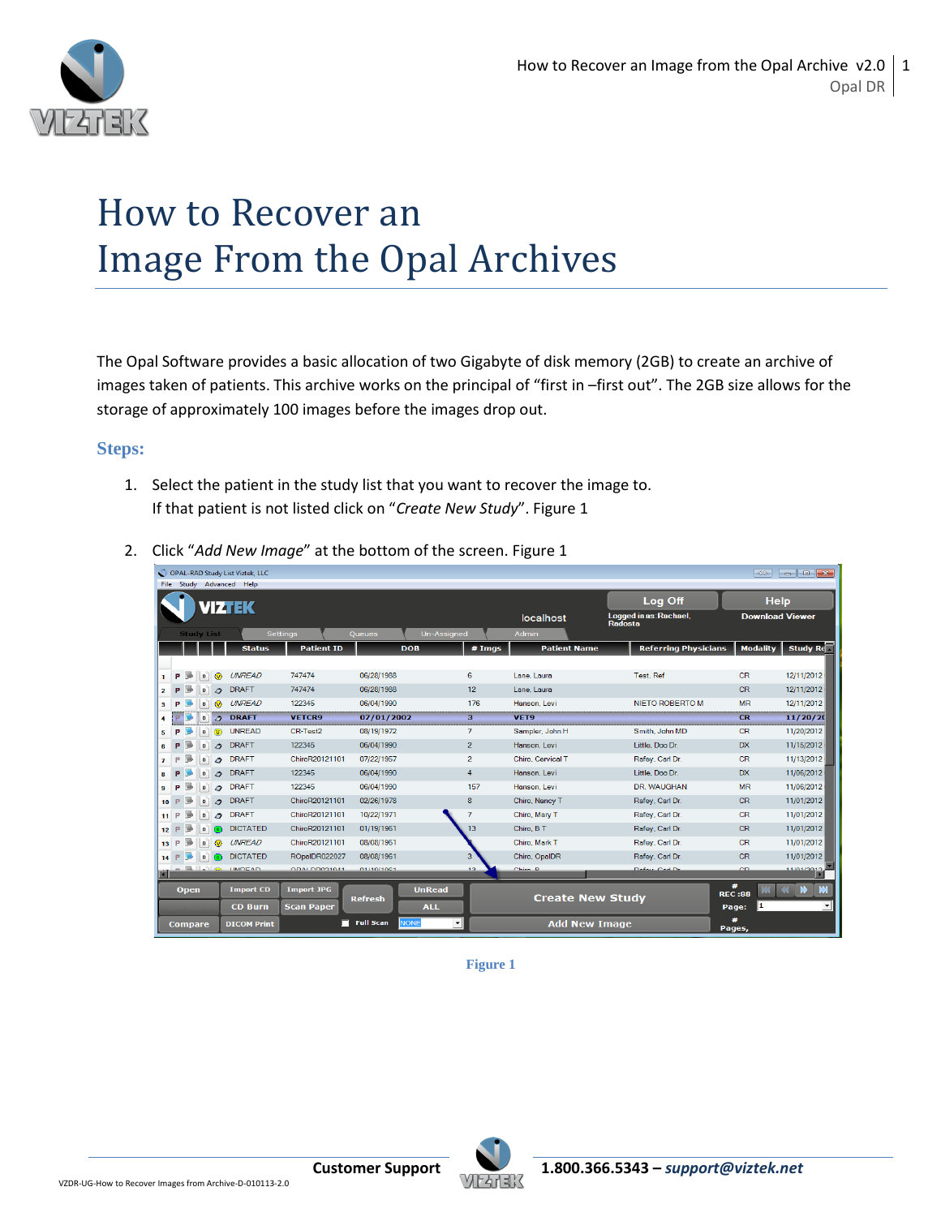# How to Recover an Image From the Opal Archives

The Opal Software provides a basic allocation of two Gigabyte of disk memory (2GB) to create an archive of images taken of patients. This archive works on the principal of “first in –first out”. The 2GB size allows for the storage of approximately 100 images before the images drop out.

## Steps:

1. Select the patient in the study list that you want to recover the image to.
   If that patient is not listed click on “*Create New Study*”. Figure 1

2. Click “*Add New Image*” at the bottom of the screen. Figure 1

Figure 1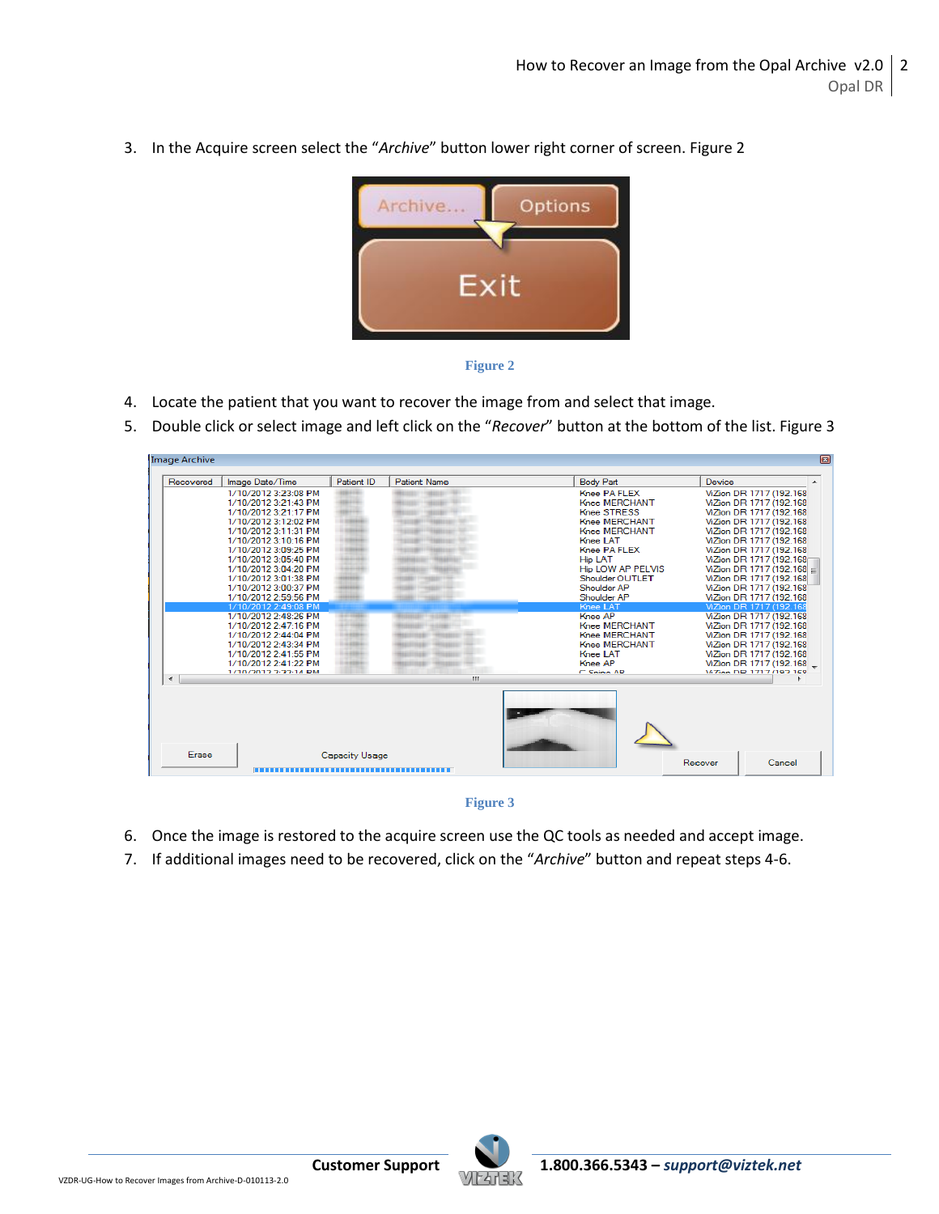3. In the Acquire screen select the "*Archive*" button lower right corner of screen. Figure 2

Figure 2

4. Locate the patient that you want to recover the image from and select that image.
5. Double click or select image and left click on the "*Recover*" button at the bottom of the list. Figure 3

Figure 3

6. Once the image is restored to the acquire screen use the QC tools as needed and accept image.
7. If additional images need to be recovered, click on the "*Archive*" button and repeat steps 4-6.

VZDR-UG-How to Recover Images from Archive-D-010113-2.0

**Customer Support** **1.800.366.5343 –** ***support@viztek.net***